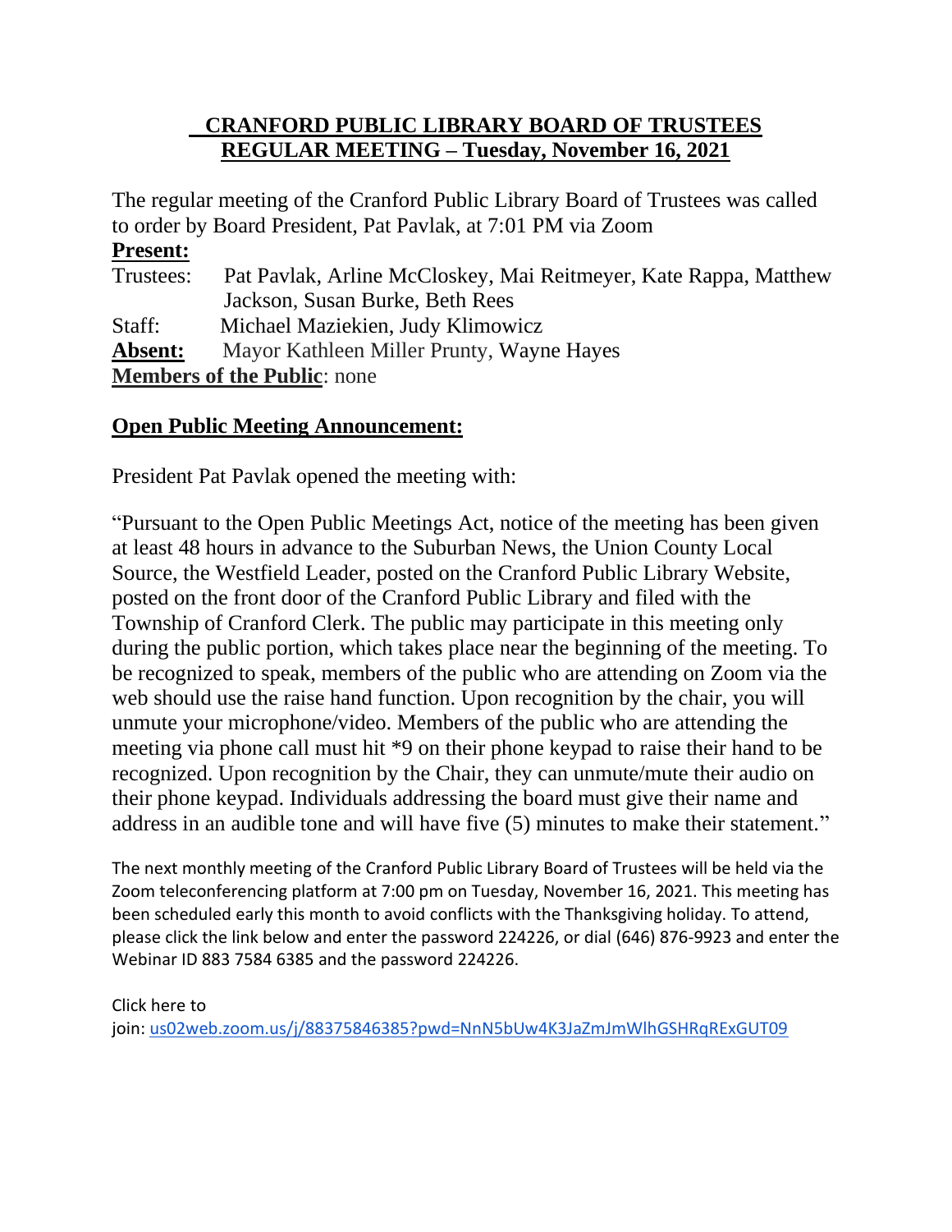# CRANFORD PUBLIC LIBRARY BOARD OF TRUSTEES
## REGULAR MEETING – Tuesday, November 16, 2021

The regular meeting of the Cranford Public Library Board of Trustees was called to order by Board President, Pat Pavlak, at 7:01 PM via Zoom

**Present:**

Trustees: Pat Pavlak, Arline McCloskey, Mai Reitmeyer, Kate Rappa, Matthew Jackson, Susan Burke, Beth Rees

Staff: Michael Maziekien, Judy Klimowicz

**Absent:** Mayor Kathleen Miller Prunty, Wayne Hayes

**Members of the Public**: none

## Open Public Meeting Announcement:

President Pat Pavlak opened the meeting with:

"Pursuant to the Open Public Meetings Act, notice of the meeting has been given at least 48 hours in advance to the Suburban News, the Union County Local Source, the Westfield Leader, posted on the Cranford Public Library Website, posted on the front door of the Cranford Public Library and filed with the Township of Cranford Clerk. The public may participate in this meeting only during the public portion, which takes place near the beginning of the meeting. To be recognized to speak, members of the public who are attending on Zoom via the web should use the raise hand function. Upon recognition by the chair, you will unmute your microphone/video. Members of the public who are attending the meeting via phone call must hit *9 on their phone keypad to raise their hand to be recognized. Upon recognition by the Chair, they can unmute/mute their audio on their phone keypad. Individuals addressing the board must give their name and address in an audible tone and will have five (5) minutes to make their statement."

The next monthly meeting of the Cranford Public Library Board of Trustees will be held via the Zoom teleconferencing platform at 7:00 pm on Tuesday, November 16, 2021. This meeting has been scheduled early this month to avoid conflicts with the Thanksgiving holiday. To attend, please click the link below and enter the password 224226, or dial (646) 876-9923 and enter the Webinar ID 883 7584 6385 and the password 224226.

Click here to join: [us02web.zoom.us/j/88375846385?pwd=NnN5bUw4K3JaZmJmWlhGSHRqRExGUT09](us02web.zoom.us/j/88375846385?pwd=NnN5bUw4K3JaZmJmWlhGSHRqRExGUT09)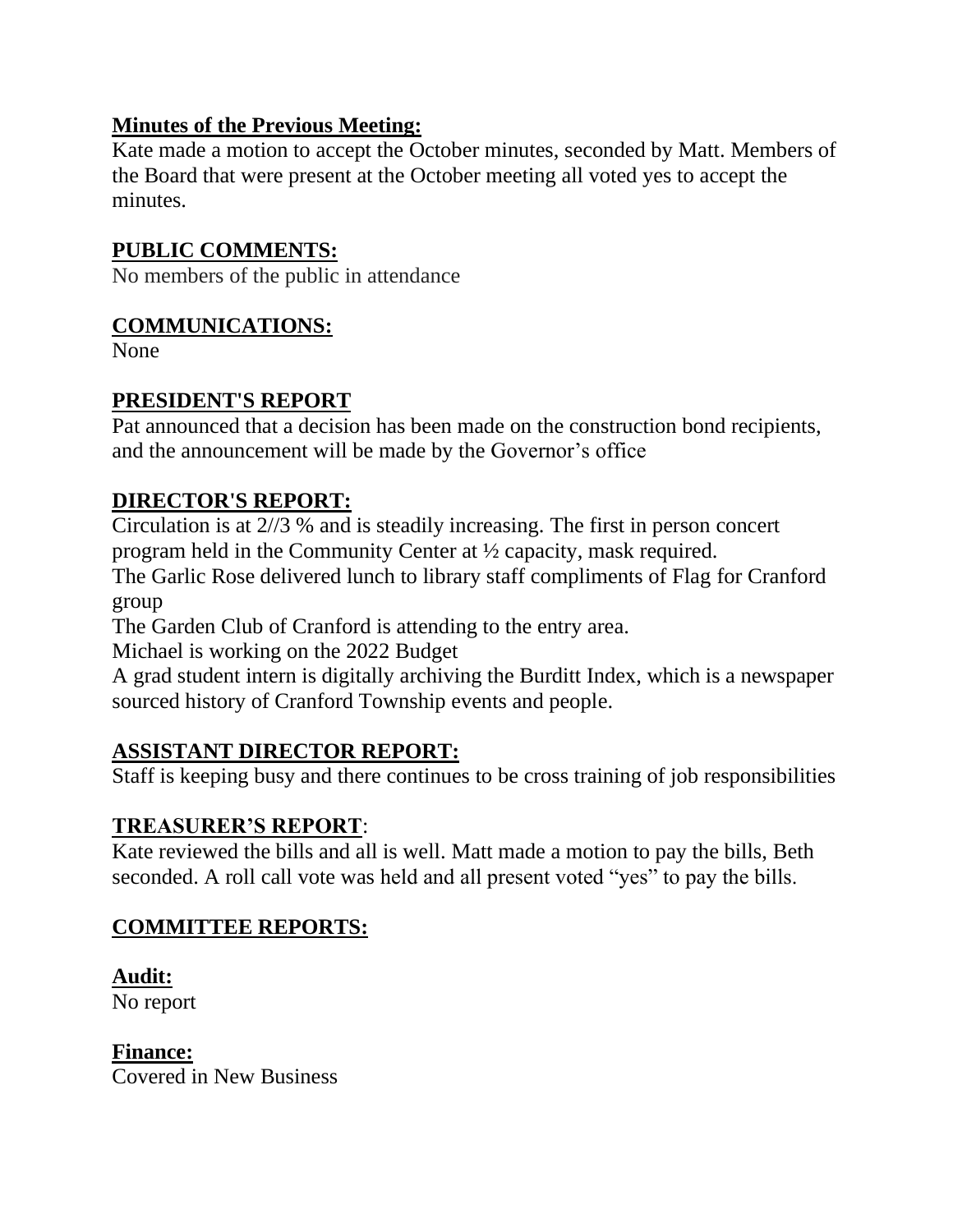**Minutes of the Previous Meeting:**

Kate made a motion to accept the October minutes, seconded by Matt. Members of the Board that were present at the October meeting all voted yes to accept the minutes.

**PUBLIC COMMENTS:**

No members of the public in attendance

**COMMUNICATIONS:**

None

**PRESIDENT'S REPORT**

Pat announced that a decision has been made on the construction bond recipients, and the announcement will be made by the Governor's office

**DIRECTOR'S REPORT:**

Circulation is at 2//3 % and is steadily increasing. The first in person concert program held in the Community Center at ½ capacity, mask required.

The Garlic Rose delivered lunch to library staff compliments of Flag for Cranford group

The Garden Club of Cranford is attending to the entry area.

Michael is working on the 2022 Budget

A grad student intern is digitally archiving the Burditt Index, which is a newspaper sourced history of Cranford Township events and people.

**ASSISTANT DIRECTOR REPORT:**

Staff is keeping busy and there continues to be cross training of job responsibilities

**TREASURER'S REPORT**:

Kate reviewed the bills and all is well. Matt made a motion to pay the bills, Beth seconded. A roll call vote was held and all present voted "yes" to pay the bills.

**COMMITTEE REPORTS:**

**Audit:**

No report

**Finance:**

Covered in New Business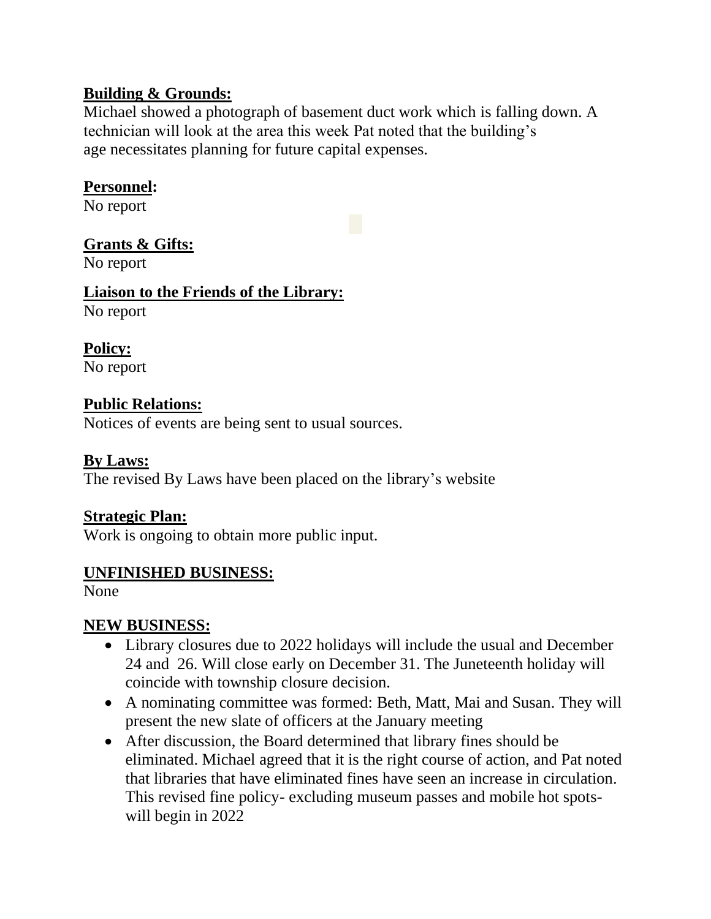**Building & Grounds:**
Michael showed a photograph of basement duct work which is falling down. A technician will look at the area this week Pat noted that the building's age necessitates planning for future capital expenses.

**Personnel:**
No report

**Grants & Gifts:**
No report

**Liaison to the Friends of the Library:**
No report

**Policy:**
No report

**Public Relations:**
Notices of events are being sent to usual sources.

**By Laws:**
The revised By Laws have been placed on the library's website

**Strategic Plan:**
Work is ongoing to obtain more public input.

**UNFINISHED BUSINESS:**
None

**NEW BUSINESS:**

- Library closures due to 2022 holidays will include the usual and December 24 and 26. Will close early on December 31. The Juneteenth holiday will coincide with township closure decision.
- A nominating committee was formed: Beth, Matt, Mai and Susan. They will present the new slate of officers at the January meeting
- After discussion, the Board determined that library fines should be eliminated. Michael agreed that it is the right course of action, and Pat noted that libraries that have eliminated fines have seen an increase in circulation. This revised fine policy- excluding museum passes and mobile hot spots- will begin in 2022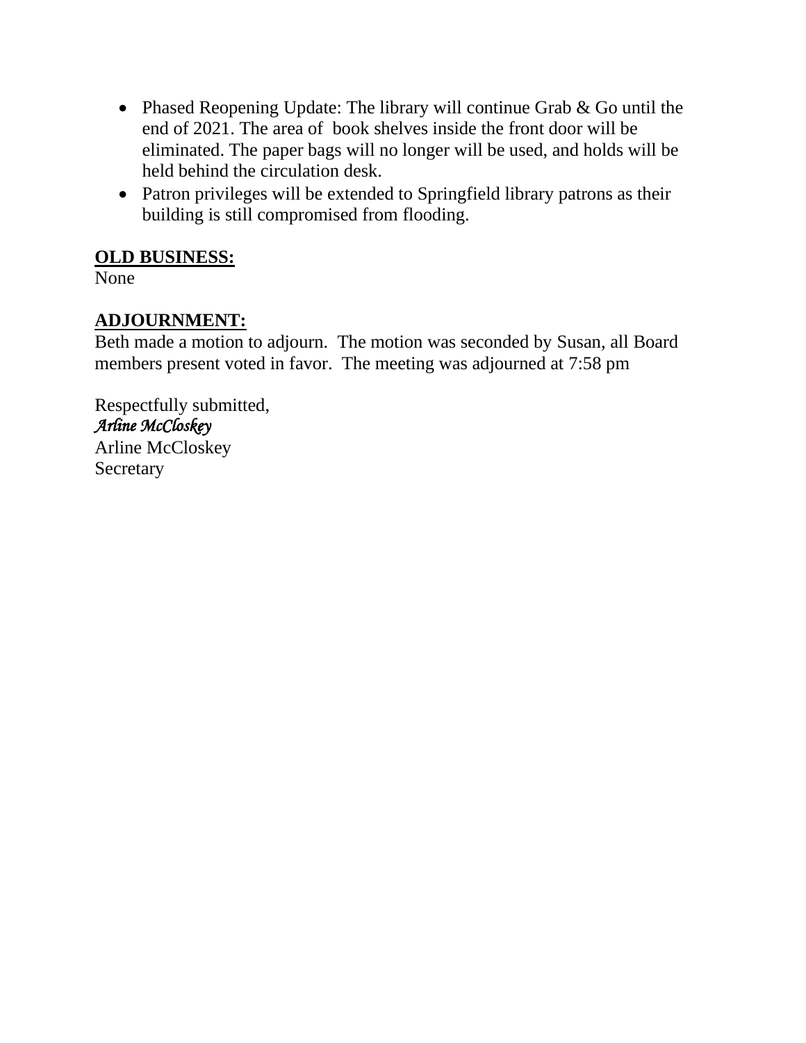- Phased Reopening Update: The library will continue Grab & Go until the end of 2021. The area of book shelves inside the front door will be eliminated. The paper bags will no longer will be used, and holds will be held behind the circulation desk.
- Patron privileges will be extended to Springfield library patrons as their building is still compromised from flooding.

**OLD BUSINESS:**

None

**ADJOURNMENT:**

Beth made a motion to adjourn. The motion was seconded by Susan, all Board members present voted in favor. The meeting was adjourned at 7:58 pm

Respectfully submitted,

*Arline McCloskey*

Arline McCloskey

Secretary